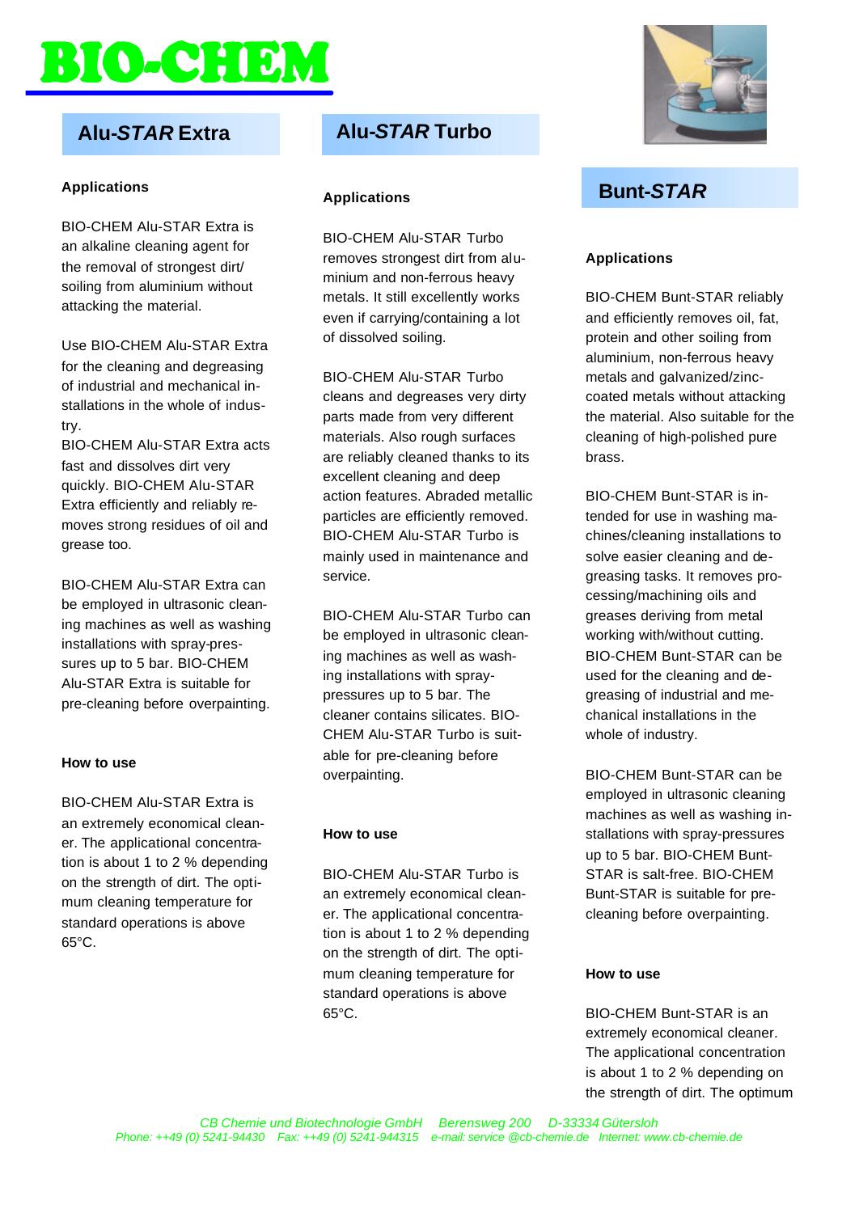# BIO-CHEM

## Alu-*STAR* Extra

### Applications

BIO-CHEM Alu-STAR Extra is an alkaline cleaning agent for the removal of strongest dirt/ soiling from aluminium without attacking the material.

Use BIO-CHEM Alu-STAR Extra for the cleaning and degreasing of industrial and mechanical installations in the whole of industry.
BIO-CHEM Alu-STAR Extra acts fast and dissolves dirt very quickly. BIO-CHEM Alu-STAR Extra efficiently and reliably removes strong residues of oil and grease too.

BIO-CHEM Alu-STAR Extra can be employed in ultrasonic cleaning machines as well as washing installations with spray-pressures up to 5 bar. BIO-CHEM Alu-STAR Extra is suitable for pre-cleaning before overpainting.

### How to use

BIO-CHEM Alu-STAR Extra is an extremely economical cleaner. The applicational concentration is about 1 to 2 % depending on the strength of dirt. The optimum cleaning temperature for standard operations is above 65°C.

## Alu-*STAR* Turbo

### Applications

BIO-CHEM Alu-STAR Turbo removes strongest dirt from aluminium and non-ferrous heavy metals. It still excellently works even if carrying/containing a lot of dissolved soiling.

BIO-CHEM Alu-STAR Turbo cleans and degreases very dirty parts made from very different materials. Also rough surfaces are reliably cleaned thanks to its excellent cleaning and deep action features. Abraded metallic particles are efficiently removed. BIO-CHEM Alu-STAR Turbo is mainly used in maintenance and service.

BIO-CHEM Alu-STAR Turbo can be employed in ultrasonic cleaning machines as well as washing installations with spray-pressures up to 5 bar. The cleaner contains silicates. BIO-CHEM Alu-STAR Turbo is suitable for pre-cleaning before overpainting.

### How to use

BIO-CHEM Alu-STAR Turbo is an extremely economical cleaner. The applicational concentration is about 1 to 2 % depending on the strength of dirt. The optimum cleaning temperature for standard operations is above 65°C.

## Bunt-*STAR*

### Applications

BIO-CHEM Bunt-STAR reliably and efficiently removes oil, fat, protein and other soiling from aluminium, non-ferrous heavy metals and galvanized/zinc-coated metals without attacking the material. Also suitable for the cleaning of high-polished pure brass.

BIO-CHEM Bunt-STAR is intended for use in washing machines/cleaning installations to solve easier cleaning and degreasing tasks. It removes processing/machining oils and greases deriving from metal working with/without cutting. BIO-CHEM Bunt-STAR can be used for the cleaning and degreasing of industrial and mechanical installations in the whole of industry.

BIO-CHEM Bunt-STAR can be employed in ultrasonic cleaning machines as well as washing installations with spray-pressures up to 5 bar. BIO-CHEM Bunt-STAR is salt-free. BIO-CHEM Bunt-STAR is suitable for pre-cleaning before overpainting.

### How to use

BIO-CHEM Bunt-STAR is an extremely economical cleaner. The applicational concentration is about 1 to 2 % depending on the strength of dirt. The optimum

*CB Chemie und Biotechnologie GmbH Berensweg 200 D-33334 Gütersloh*
*Phone: ++49 (0) 5241-94430 Fax: ++49 (0) 5241-944315 e-mail: service @cb-chemie.de Internet: www.cb-chemie.de*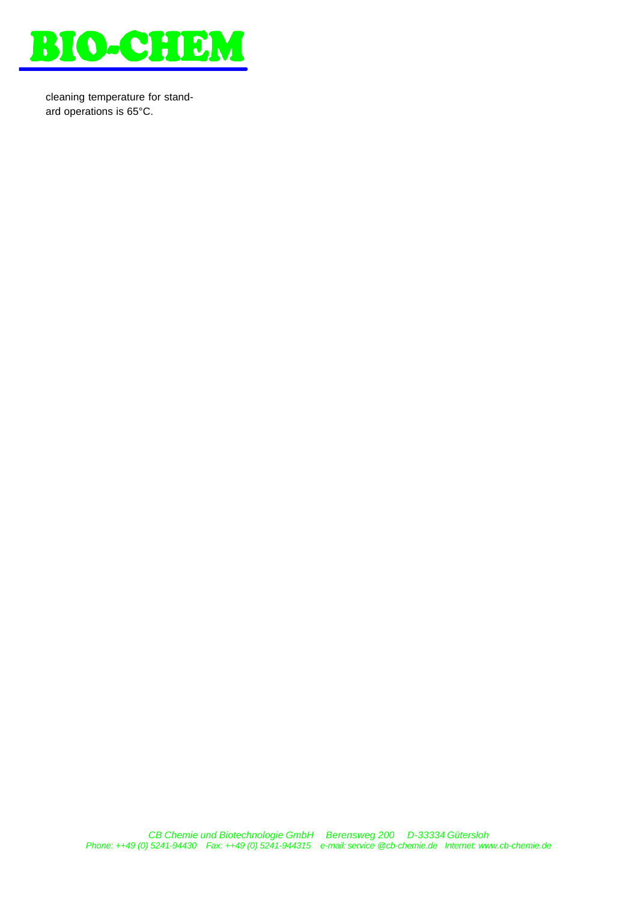cleaning temperature for standard operations is 65°C.